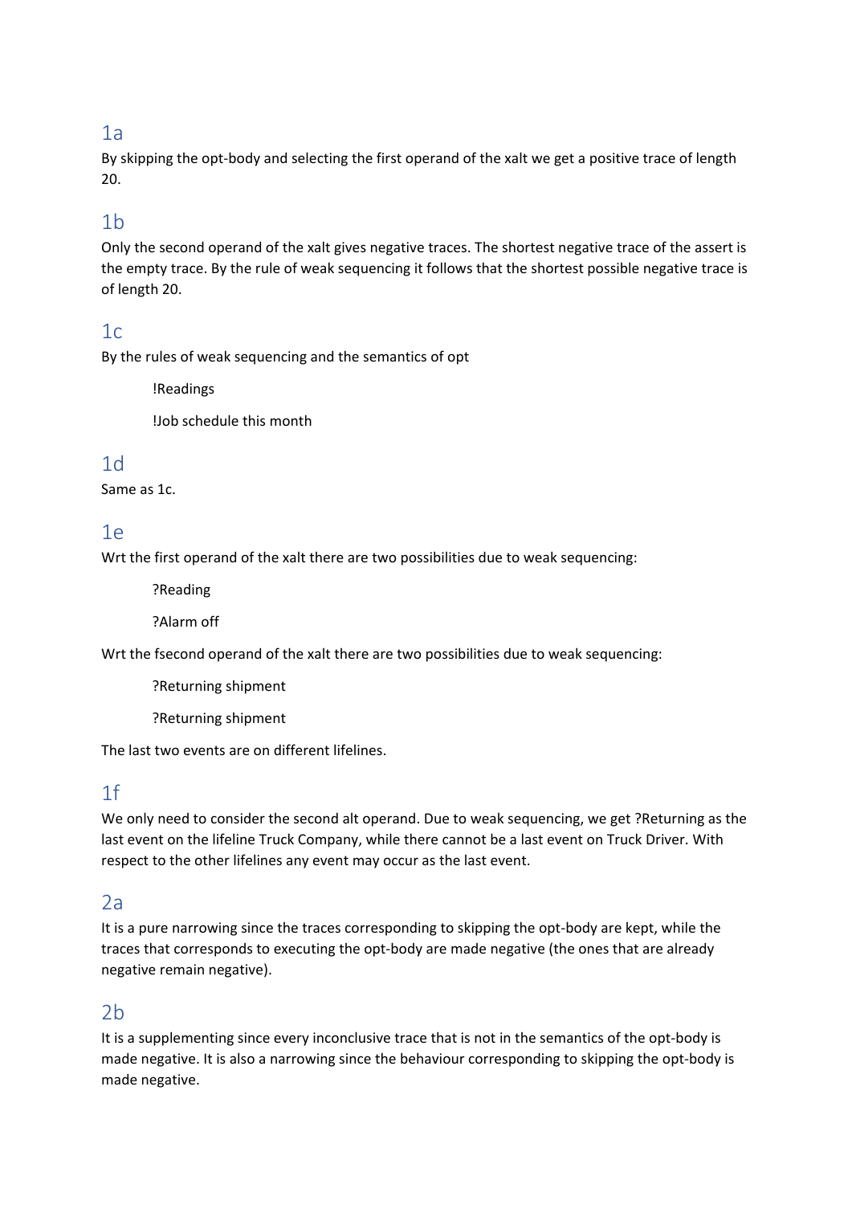## 1a

By skipping the opt-body and selecting the first operand of the xalt we get a positive trace of length 20.

## 1b

Only the second operand of the xalt gives negative traces. The shortest negative trace of the assert is the empty trace. By the rule of weak sequencing it follows that the shortest possible negative trace is of length 20.

## 1c

By the rules of weak sequencing and the semantics of opt

> !Readings
>
> !Job schedule this month

## 1d

Same as 1c.

## 1e

Wrt the first operand of the xalt there are two possibilities due to weak sequencing:

> ?Reading
>
> ?Alarm off

Wrt the fsecond operand of the xalt there are two possibilities due to weak sequencing:

> ?Returning shipment
>
> ?Returning shipment

The last two events are on different lifelines.

## 1f

We only need to consider the second alt operand. Due to weak sequencing, we get ?Returning as the last event on the lifeline Truck Company, while there cannot be a last event on Truck Driver. With respect to the other lifelines any event may occur as the last event.

## 2a

It is a pure narrowing since the traces corresponding to skipping the opt-body are kept, while the traces that corresponds to executing the opt-body are made negative (the ones that are already negative remain negative).

## 2b

It is a supplementing since every inconclusive trace that is not in the semantics of the opt-body is made negative. It is also a narrowing since the behaviour corresponding to skipping the opt-body is made negative.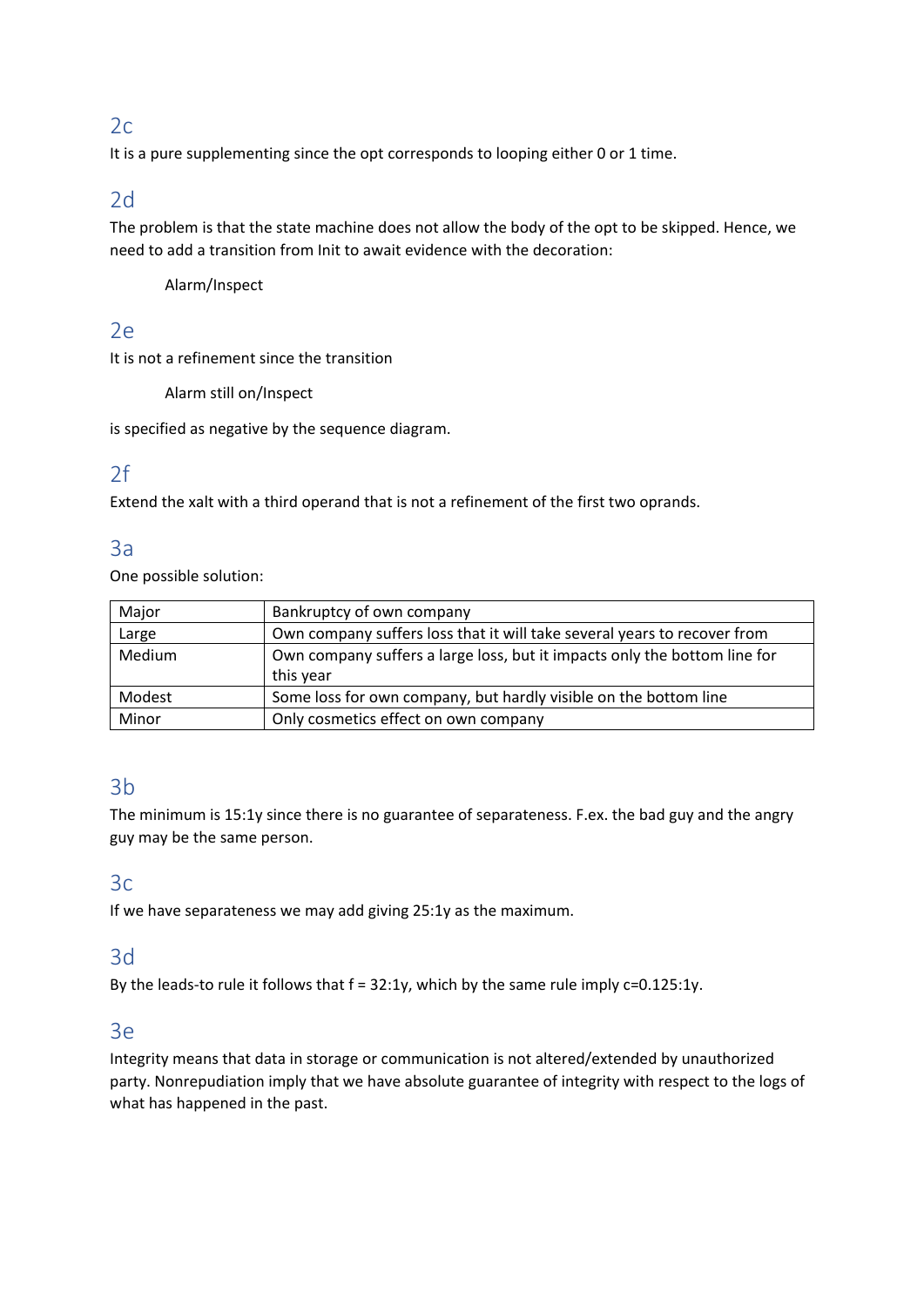## 2c

It is a pure supplementing since the opt corresponds to looping either 0 or 1 time.

## 2d

The problem is that the state machine does not allow the body of the opt to be skipped. Hence, we need to add a transition from Init to await evidence with the decoration:

> Alarm/Inspect

## 2e

It is not a refinement since the transition

> Alarm still on/Inspect

is specified as negative by the sequence diagram.

## 2f

Extend the xalt with a third operand that is not a refinement of the first two oprands.

## 3a

One possible solution:

| | |
|---|---|
| Major | Bankruptcy of own company |
| Large | Own company suffers loss that it will take several years to recover from |
| Medium | Own company suffers a large loss, but it impacts only the bottom line for this year |
| Modest | Some loss for own company, but hardly visible on the bottom line |
| Minor | Only cosmetics effect on own company |

## 3b

The minimum is 15:1y since there is no guarantee of separateness. F.ex. the bad guy and the angry guy may be the same person.

## 3c

If we have separateness we may add giving 25:1y as the maximum.

## 3d

By the leads-to rule it follows that f = 32:1y, which by the same rule imply c=0.125:1y.

## 3e

Integrity means that data in storage or communication is not altered/extended by unauthorized party. Nonrepudiation imply that we have absolute guarantee of integrity with respect to the logs of what has happened in the past.